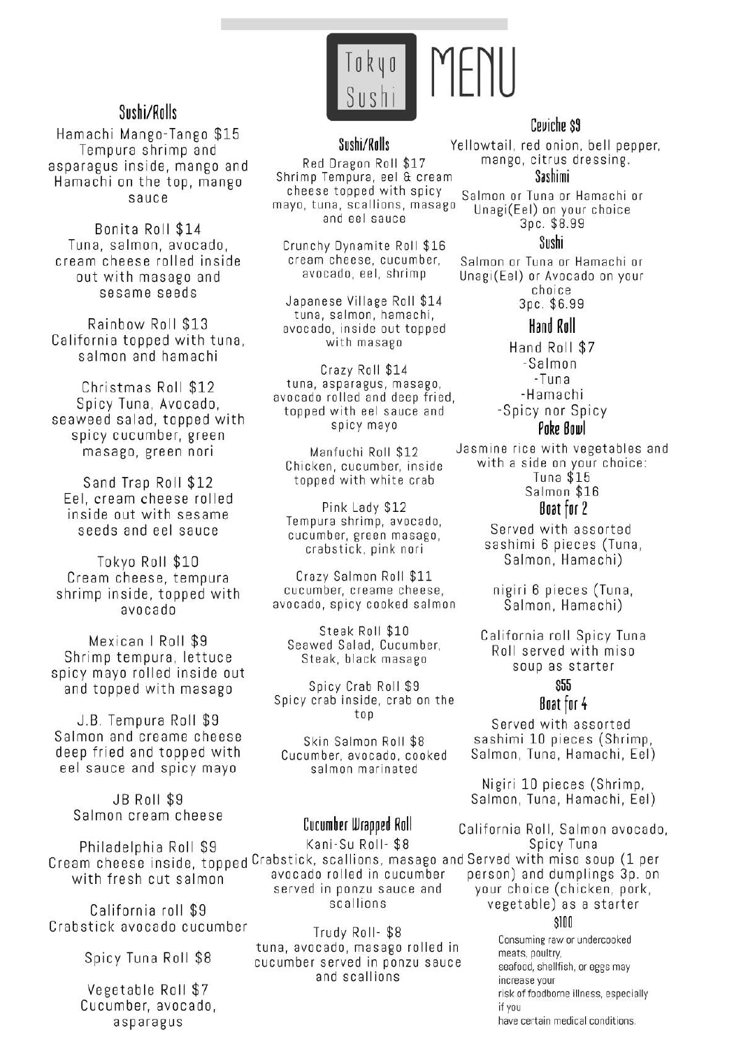# Tokyo Sushi MENU

## Sushi/Rolls

**Hamachi Mango-Tango $15**
Tempura shrimp and asparagus inside, mango and Hamachi on the top, mango sauce

**Bonita Roll $14**
Tuna, salmon, avocado, cream cheese rolled inside out with masago and sesame seeds

**Rainbow Roll $13**
California topped with tuna, salmon and hamachi

**Christmas Roll $12**
Spicy Tuna, Avocado, seaweed salad, topped with spicy cucumber, green masago, green nori

**Sand Trap Roll $12**
Eel, cream cheese rolled inside out with sesame seeds and eel sauce

**Tokyo Roll $10**
Cream cheese, tempura shrimp inside, topped with avocado

**Mexican I Roll $9**
Shrimp tempura, lettuce spicy mayo rolled inside out and topped with masago

**J.B. Tempura Roll $9**
Salmon and creame cheese deep fried and topped with eel sauce and spicy mayo

**JB Roll $9**
Salmon cream cheese

**Philadelphia Roll $9**
Cream cheese inside, topped with fresh cut salmon

**California roll $9**
Crabstick avocado cucumber

**Spicy Tuna Roll $8**

**Vegetable Roll $7**
Cucumber, avocado, asparagus

## Sushi/Rolls

**Red Dragon Roll $17**
Shrimp Tempura, eel & cream cheese topped with spicy mayo, tuna, scallions, masago and eel sauce

**Crunchy Dynamite Roll $16**
cream cheese, cucumber, avocado, eel, shrimp

**Japanese Village Roll $14**
tuna, salmon, hamachi, avocado, inside out topped with masago

**Crazy Roll $14**
tuna, asparagus, masago, avocado rolled and deep fried, topped with eel sauce and spicy mayo

**Manfuchi Roll $12**
Chicken, cucumber, inside topped with white crab

**Pink Lady $12**
Tempura shrimp, avocado, cucumber, green masago, crabstick, pink nori

**Crazy Salmon Roll $11**
cucumber, creame cheese, avocado, spicy cooked salmon

**Steak Roll $10**
Seawed Salad, Cucumber, Steak, black masago

**Spicy Crab Roll $9**
Spicy crab inside, crab on the top

**Skin Salmon Roll $8**
Cucumber, avocado, cooked salmon marinated

## Cucumber Wrapped Roll

**Kani-Su Roll- $8**
Crabstick, scallions, masago and avocado rolled in cucumber served in ponzu sauce and scallions

**Trudy Roll- $8**
tuna, avocado, masago rolled in cucumber served in ponzu sauce and scallions

## Ceviche $9

Yellowtail, red onion, bell pepper, mango, citrus dressing.

## Sashimi

Salmon or Tuna or Hamachi or Unagi(Eel) on your choice
3pc. $8.99

## Sushi

Salmon or Tuna or Hamachi or Unagi(Eel) or Avocado on your choice
3pc. $6.99

## Hand Roll

Hand Roll $7
- Salmon
- Tuna
- Hamachi
- Spicy nor Spicy

## Poke Bowl

Jasmine rice with vegetables and with a side on your choice:
Tuna $15
Salmon $16

## Boat for 2

Served with assorted sashimi 6 pieces (Tuna, Salmon, Hamachi)

nigiri 6 pieces (Tuna, Salmon, Hamachi)

California roll Spicy Tuna Roll served with miso soup as starter

**$55**

## Boat for 4

Served with assorted sashimi 10 pieces (Shrimp, Salmon, Tuna, Hamachi, Eel)

Nigiri 10 pieces (Shrimp, Salmon, Tuna, Hamachi, Eel)

California Roll, Salmon avocado, Spicy Tuna
Served with miso soup (1 per person) and dumplings 3p. on your choice (chicken, pork, vegetable) as a starter

**$100**

Consuming raw or undercooked meats, poultry, seafood, shellfish, or eggs may increase your risk of foodborne illness, especially if you have certain medical conditions.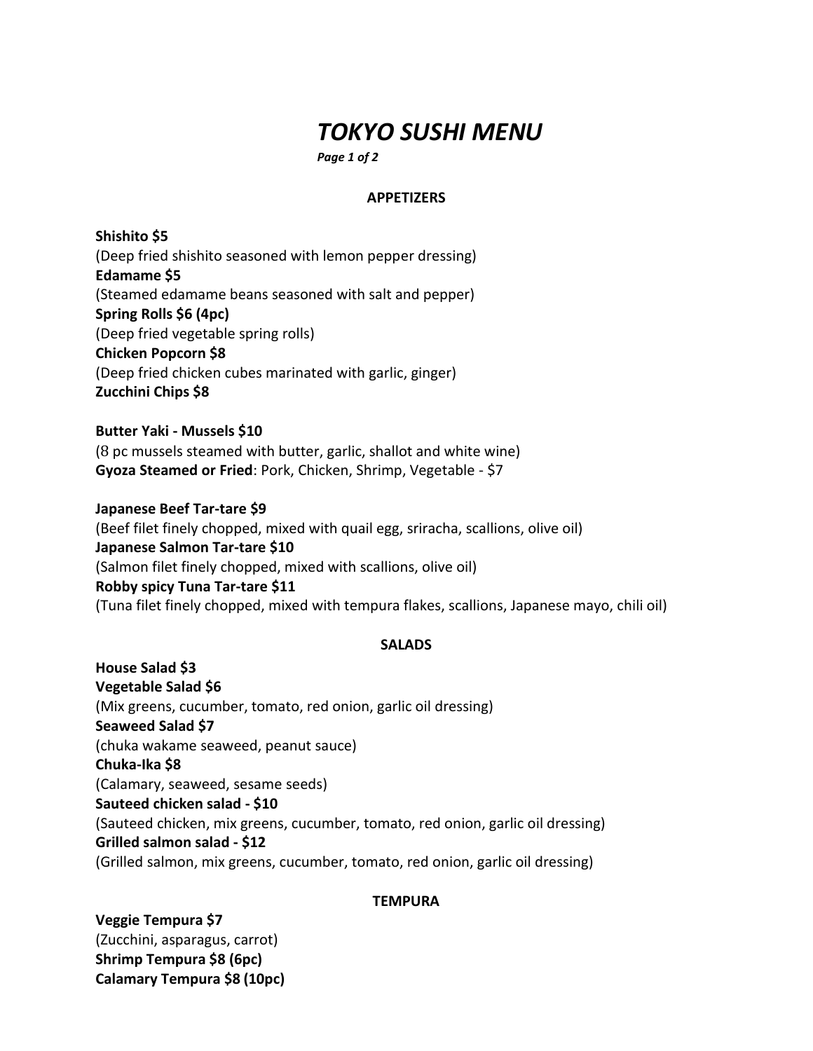# *TOKYO SUSHI MENU*

## APPETIZERS

**Shishito $5**
(Deep fried shishito seasoned with lemon pepper dressing)
**Edamame $5**
(Steamed edamame beans seasoned with salt and pepper)
**Spring Rolls $6 (4pc)**
(Deep fried vegetable spring rolls)
**Chicken Popcorn $8**
(Deep fried chicken cubes marinated with garlic, ginger)
**Zucchini Chips $8**

**Butter Yaki - Mussels $10**
(8 pc mussels steamed with butter, garlic, shallot and white wine)
**Gyoza Steamed or Fried**: Pork, Chicken, Shrimp, Vegetable - $7

**Japanese Beef Tar-tare $9**
(Beef filet finely chopped, mixed with quail egg, sriracha, scallions, olive oil)
**Japanese Salmon Tar-tare $10**
(Salmon filet finely chopped, mixed with scallions, olive oil)
**Robby spicy Tuna Tar-tare $11**
(Tuna filet finely chopped, mixed with tempura flakes, scallions, Japanese mayo, chili oil)

## SALADS

**House Salad $3**
**Vegetable Salad $6**
(Mix greens, cucumber, tomato, red onion, garlic oil dressing)
**Seaweed Salad $7**
(chuka wakame seaweed, peanut sauce)
**Chuka-Ika $8**
(Calamary, seaweed, sesame seeds)
**Sauteed chicken salad - $10**
(Sauteed chicken, mix greens, cucumber, tomato, red onion, garlic oil dressing)
**Grilled salmon salad - $12**
(Grilled salmon, mix greens, cucumber, tomato, red onion, garlic oil dressing)

## TEMPURA

**Veggie Tempura $7**
(Zucchini, asparagus, carrot)
**Shrimp Tempura $8 (6pc)**
**Calamary Tempura $8 (10pc)**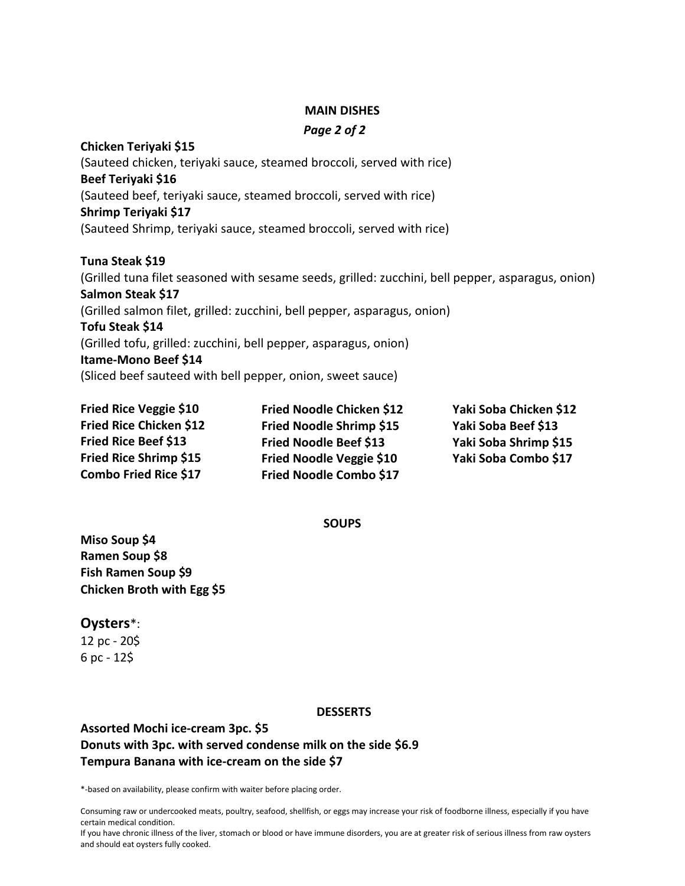## MAIN DISHES

***Page 2 of 2***

**Chicken Teriyaki $15**
(Sauteed chicken, teriyaki sauce, steamed broccoli, served with rice)
**Beef Teriyaki $16**
(Sauteed beef, teriyaki sauce, steamed broccoli, served with rice)
**Shrimp Teriyaki $17**
(Sauteed Shrimp, teriyaki sauce, steamed broccoli, served with rice)

**Tuna Steak $19**
(Grilled tuna filet seasoned with sesame seeds, grilled: zucchini, bell pepper, asparagus, onion)
**Salmon Steak $17**
(Grilled salmon filet, grilled: zucchini, bell pepper, asparagus, onion)
**Tofu Steak $14**
(Grilled tofu, grilled: zucchini, bell pepper, asparagus, onion)
**Itame-Mono Beef $14**
(Sliced beef sauteed with bell pepper, onion, sweet sauce)

**Fried Rice Veggie $10**
**Fried Rice Chicken $12**
**Fried Rice Beef $13**
**Fried Rice Shrimp $15**
**Combo Fried Rice $17**

**Fried Noodle Chicken $12**
**Fried Noodle Shrimp $15**
**Fried Noodle Beef $13**
**Fried Noodle Veggie $10**
**Fried Noodle Combo $17**

**Yaki Soba Chicken $12**
**Yaki Soba Beef $13**
**Yaki Soba Shrimp $15**
**Yaki Soba Combo $17**

## SOUPS

**Miso Soup $4**
**Ramen Soup $8**
**Fish Ramen Soup $9**
**Chicken Broth with Egg $5**

### Oysters*:

12 pc - 20$
6 pc - 12$

## DESSERTS

**Assorted Mochi ice-cream 3pc. $5**
**Donuts with 3pc. with served condense milk on the side $6.9**
**Tempura Banana with ice-cream on the side $7**

*-based on availability, please confirm with waiter before placing order.

Consuming raw or undercooked meats, poultry, seafood, shellfish, or eggs may increase your risk of foodborne illness, especially if you have certain medical condition.
If you have chronic illness of the liver, stomach or blood or have immune disorders, you are at greater risk of serious illness from raw oysters and should eat oysters fully cooked.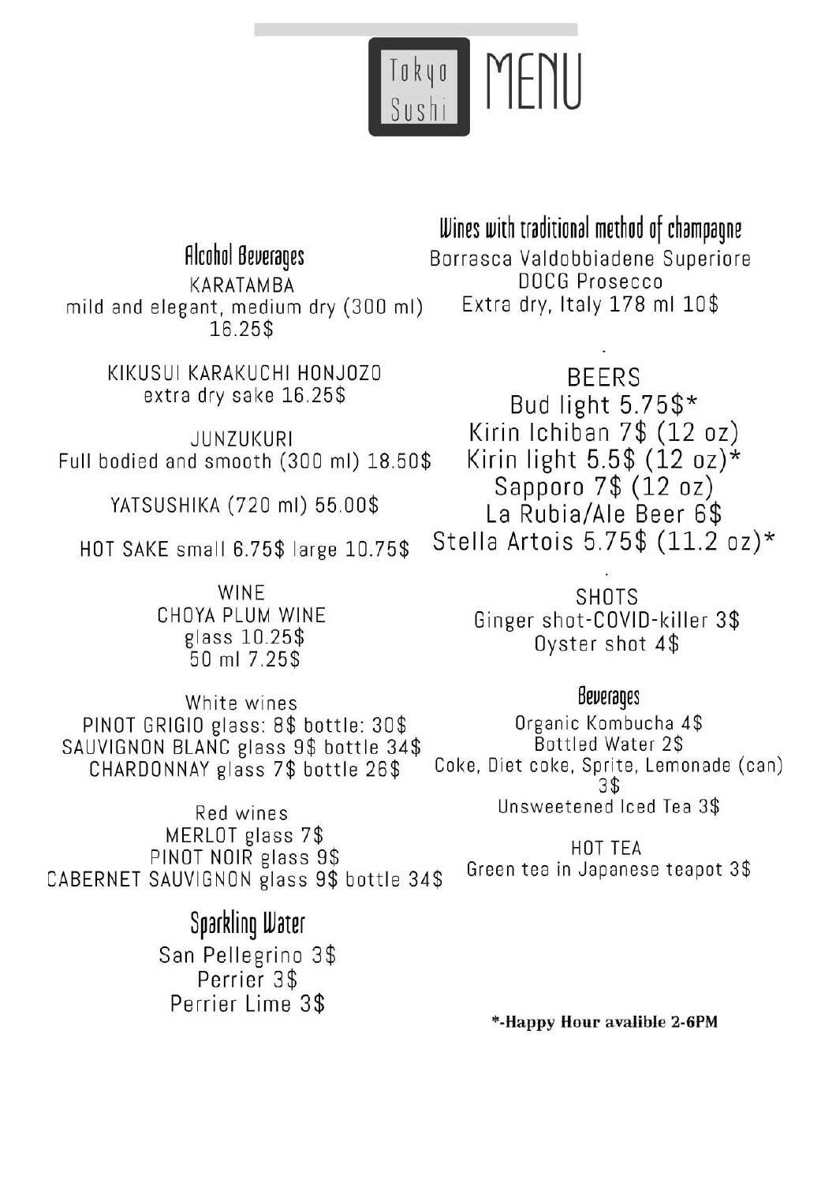# Tokyo Sushi MENU

## Alcohol Beverages

KARATAMBA
mild and elegant, medium dry (300 ml)
16.25$

KIKUSUI KARAKUCHI HONJOZO
extra dry sake 16.25$

JUNZUKURI
Full bodied and smooth (300 ml) 18.50$

YATSUSHIKA (720 ml) 55.00$

HOT SAKE small 6.75$ large 10.75$

### WINE

CHOYA PLUM WINE
glass 10.25$
50 ml 7.25$

### White wines

PINOT GRIGIO glass: 8$ bottle: 30$
SAUVIGNON BLANC glass 9$ bottle 34$
CHARDONNAY glass 7$ bottle 26$

### Red wines

MERLOT glass 7$
PINOT NOIR glass 9$
CABERNET SAUVIGNON glass 9$ bottle 34$

## Sparkling Water

San Pellegrino 3$
Perrier 3$
Perrier Lime 3$

## Wines with traditional method of champagne

Borrasca Valdobbiadene Superiore
DOCG Prosecco
Extra dry, Italy 178 ml 10$

## BEERS

Bud light 5.75$*
Kirin Ichiban 7$ (12 oz)
Kirin light 5.5$ (12 oz)*
Sapporo 7$ (12 oz)
La Rubia/Ale Beer 6$
Stella Artois 5.75$ (11.2 oz)*

## SHOTS

Ginger shot-COVID-killer 3$
Oyster shot 4$

## Beverages

Organic Kombucha 4$
Bottled Water 2$
Coke, Diet coke, Sprite, Lemonade (can)
3$
Unsweetened Iced Tea 3$

### HOT TEA

Green tea in Japanese teapot 3$

**\*-Happy Hour avalible 2-6PM**